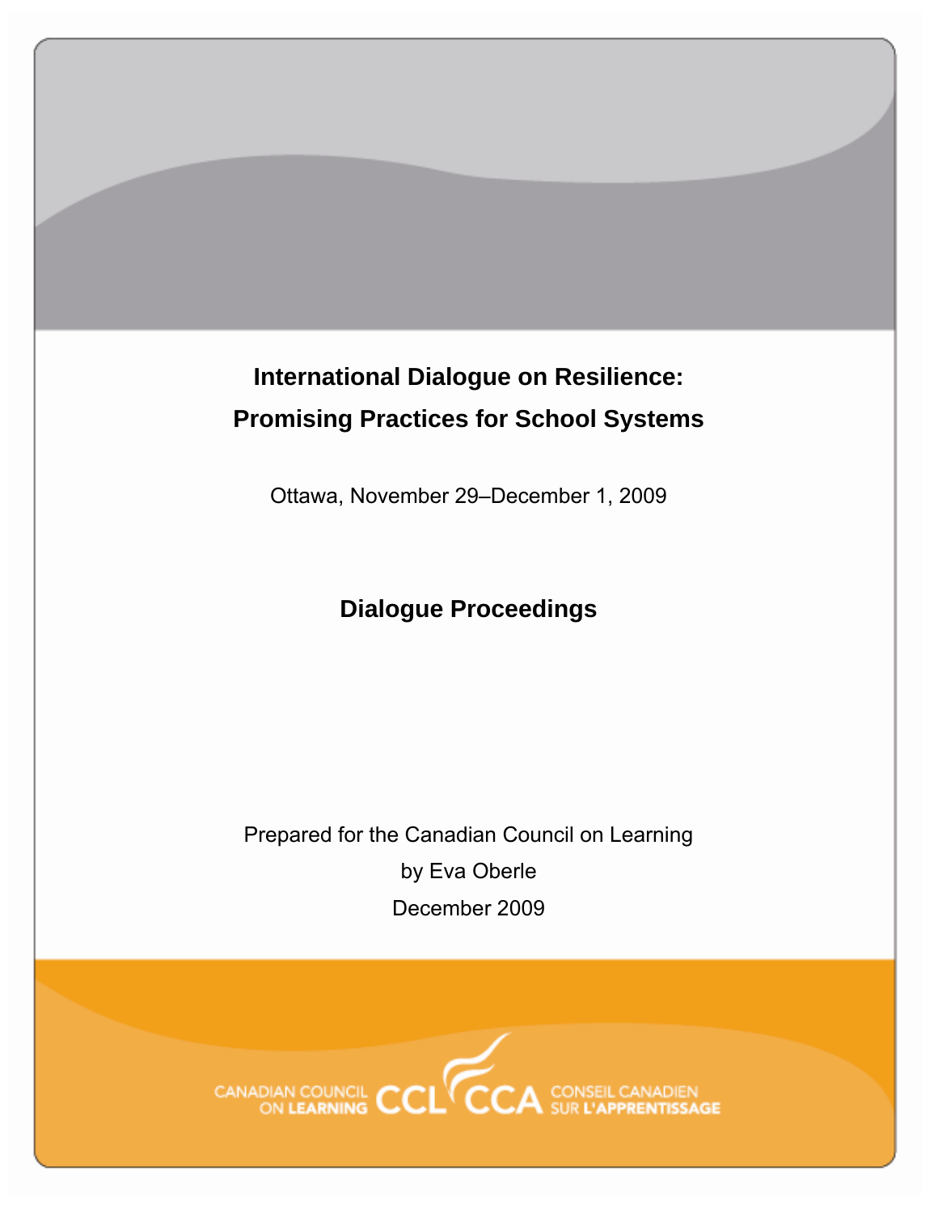# International Dialogue on Resilience: Promising Practices for School Systems

Ottawa, November 29–December 1, 2009

## Dialogue Proceedings

Prepared for the Canadian Council on Learning

by Eva Oberle

December 2009

CANADIAN COUNCIL ON LEARNING CCL CCA CONSEIL CANADIEN SUR L'APPRENTISSAGE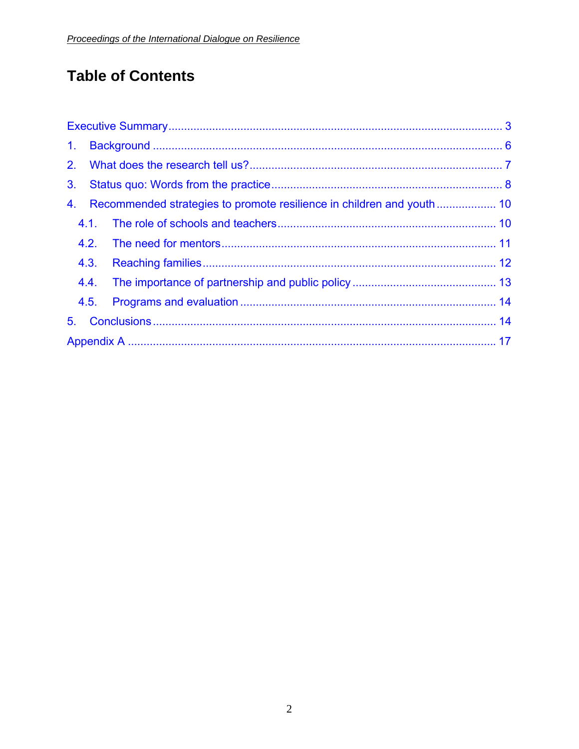# Table of Contents

Executive Summary ........................................................................................................ 3

1. Background ............................................................................................................... 6

2. What does the research tell us? ................................................................................ 7

3. Status quo: Words from the practice ......................................................................... 8

4. Recommended strategies to promote resilience in children and youth ................... 10

    4.1. The role of schools and teachers ..................................................................... 10

    4.2. The need for mentors ....................................................................................... 11

    4.3. Reaching families ............................................................................................. 12

    4.4. The importance of partnership and public policy ............................................. 13

    4.5. Programs and evaluation ................................................................................. 14

5. Conclusions ............................................................................................................ 14

Appendix A ..................................................................................................................... 17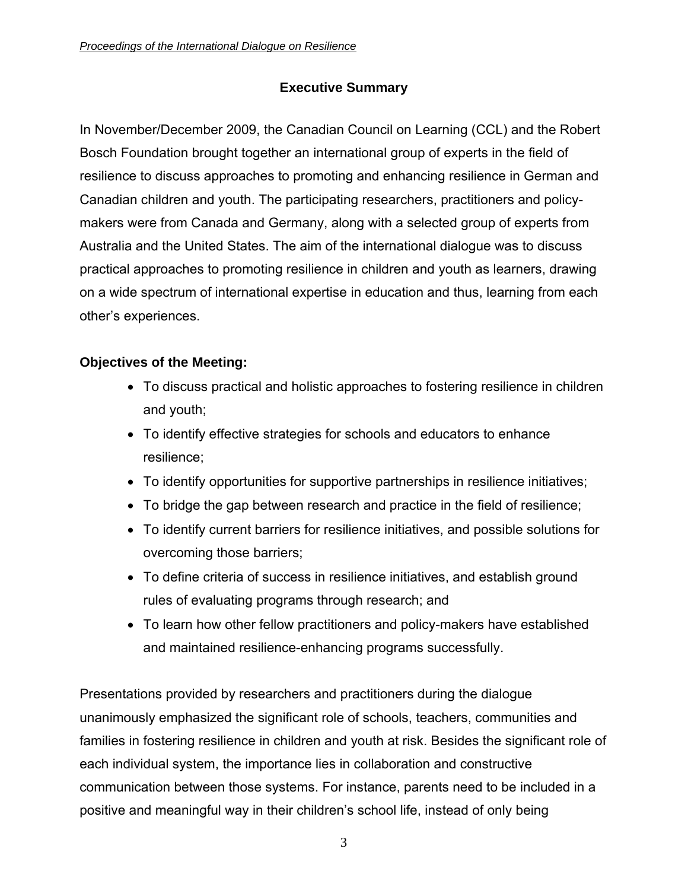## Executive Summary

In November/December 2009, the Canadian Council on Learning (CCL) and the Robert Bosch Foundation brought together an international group of experts in the field of resilience to discuss approaches to promoting and enhancing resilience in German and Canadian children and youth. The participating researchers, practitioners and policy-makers were from Canada and Germany, along with a selected group of experts from Australia and the United States. The aim of the international dialogue was to discuss practical approaches to promoting resilience in children and youth as learners, drawing on a wide spectrum of international expertise in education and thus, learning from each other's experiences.

**Objectives of the Meeting:**

- To discuss practical and holistic approaches to fostering resilience in children and youth;
- To identify effective strategies for schools and educators to enhance resilience;
- To identify opportunities for supportive partnerships in resilience initiatives;
- To bridge the gap between research and practice in the field of resilience;
- To identify current barriers for resilience initiatives, and possible solutions for overcoming those barriers;
- To define criteria of success in resilience initiatives, and establish ground rules of evaluating programs through research; and
- To learn how other fellow practitioners and policy-makers have established and maintained resilience-enhancing programs successfully.

Presentations provided by researchers and practitioners during the dialogue unanimously emphasized the significant role of schools, teachers, communities and families in fostering resilience in children and youth at risk. Besides the significant role of each individual system, the importance lies in collaboration and constructive communication between those systems. For instance, parents need to be included in a positive and meaningful way in their children's school life, instead of only being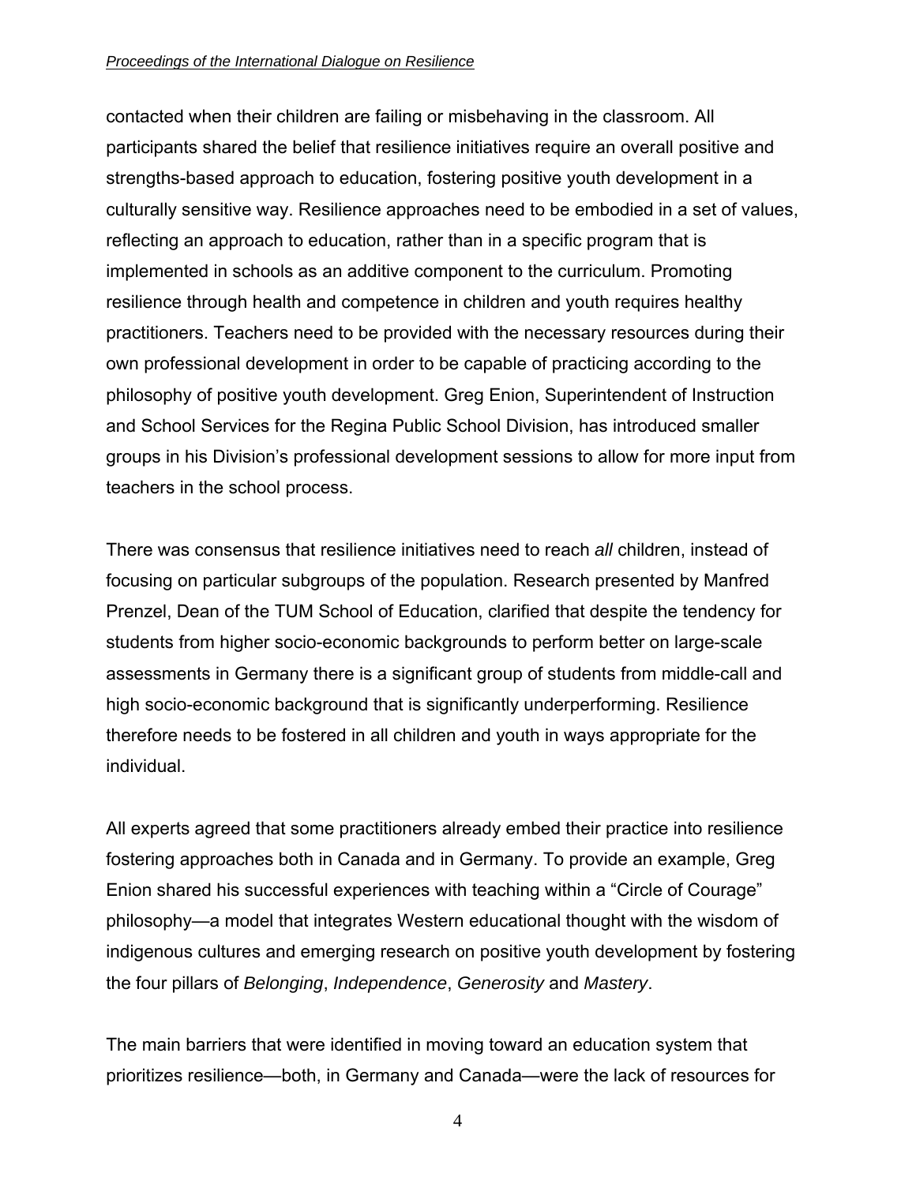contacted when their children are failing or misbehaving in the classroom. All participants shared the belief that resilience initiatives require an overall positive and strengths-based approach to education, fostering positive youth development in a culturally sensitive way. Resilience approaches need to be embodied in a set of values, reflecting an approach to education, rather than in a specific program that is implemented in schools as an additive component to the curriculum. Promoting resilience through health and competence in children and youth requires healthy practitioners. Teachers need to be provided with the necessary resources during their own professional development in order to be capable of practicing according to the philosophy of positive youth development. Greg Enion, Superintendent of Instruction and School Services for the Regina Public School Division, has introduced smaller groups in his Division's professional development sessions to allow for more input from teachers in the school process.

There was consensus that resilience initiatives need to reach *all* children, instead of focusing on particular subgroups of the population. Research presented by Manfred Prenzel, Dean of the TUM School of Education, clarified that despite the tendency for students from higher socio-economic backgrounds to perform better on large-scale assessments in Germany there is a significant group of students from middle-call and high socio-economic background that is significantly underperforming. Resilience therefore needs to be fostered in all children and youth in ways appropriate for the individual.

All experts agreed that some practitioners already embed their practice into resilience fostering approaches both in Canada and in Germany. To provide an example, Greg Enion shared his successful experiences with teaching within a "Circle of Courage" philosophy—a model that integrates Western educational thought with the wisdom of indigenous cultures and emerging research on positive youth development by fostering the four pillars of *Belonging*, *Independence*, *Generosity* and *Mastery*.

The main barriers that were identified in moving toward an education system that prioritizes resilience—both, in Germany and Canada—were the lack of resources for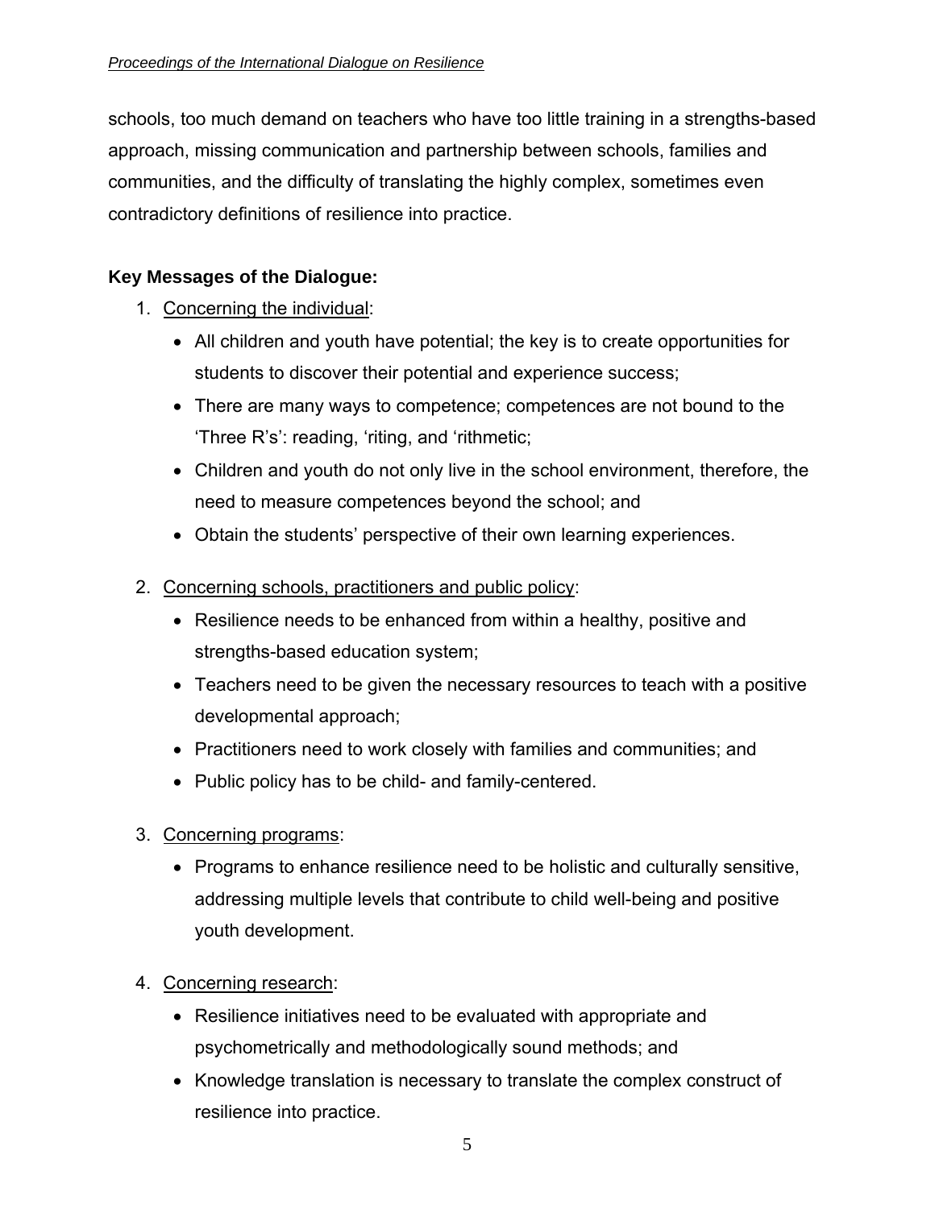schools, too much demand on teachers who have too little training in a strengths-based approach, missing communication and partnership between schools, families and communities, and the difficulty of translating the highly complex, sometimes even contradictory definitions of resilience into practice.

**Key Messages of the Dialogue:**

1. Concerning the individual:
   - All children and youth have potential; the key is to create opportunities for students to discover their potential and experience success;
   - There are many ways to competence; competences are not bound to the 'Three R's': reading, 'riting, and 'rithmetic;
   - Children and youth do not only live in the school environment, therefore, the need to measure competences beyond the school; and
   - Obtain the students' perspective of their own learning experiences.

2. Concerning schools, practitioners and public policy:
   - Resilience needs to be enhanced from within a healthy, positive and strengths-based education system;
   - Teachers need to be given the necessary resources to teach with a positive developmental approach;
   - Practitioners need to work closely with families and communities; and
   - Public policy has to be child- and family-centered.

3. Concerning programs:
   - Programs to enhance resilience need to be holistic and culturally sensitive, addressing multiple levels that contribute to child well-being and positive youth development.

4. Concerning research:
   - Resilience initiatives need to be evaluated with appropriate and psychometrically and methodologically sound methods; and
   - Knowledge translation is necessary to translate the complex construct of resilience into practice.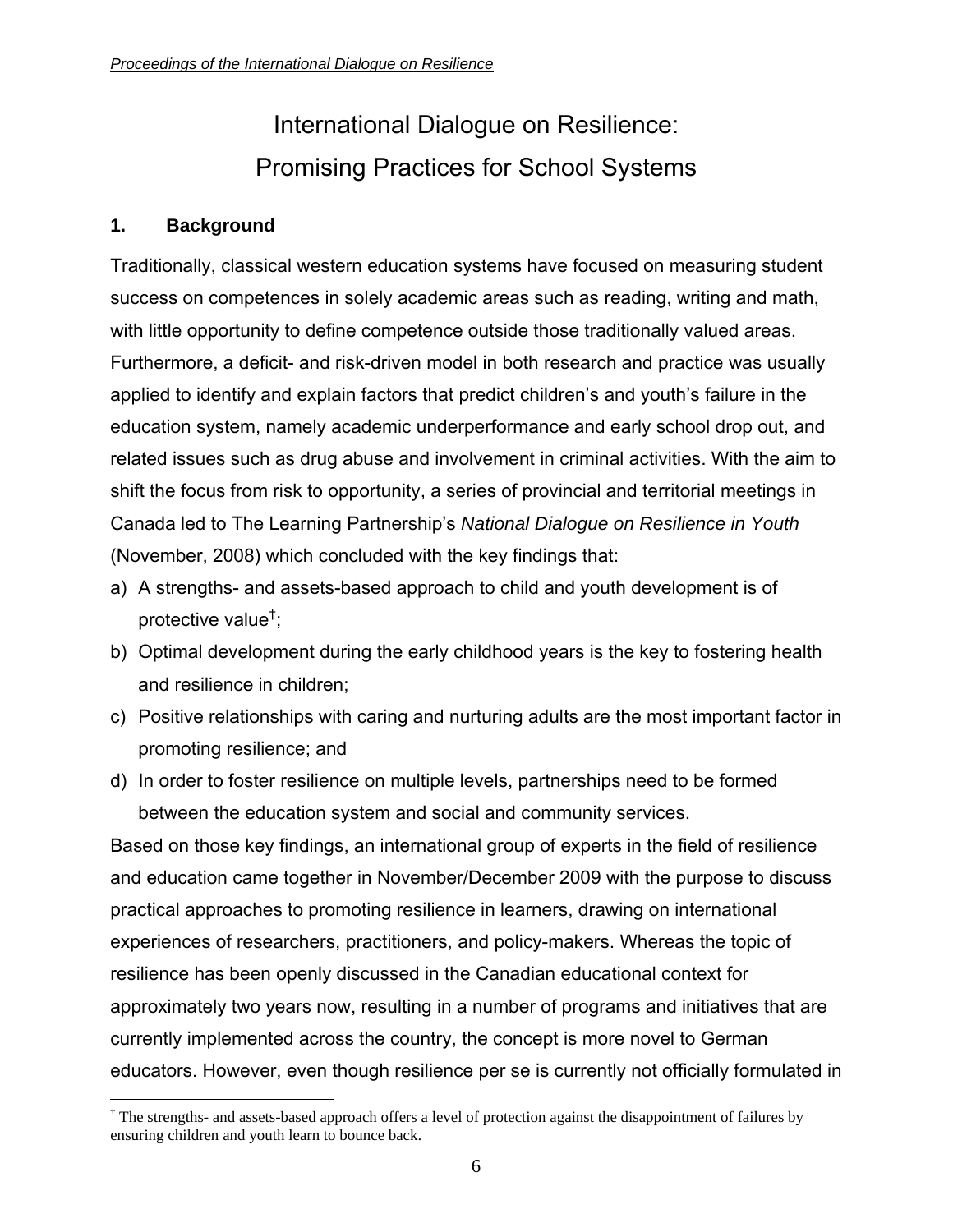# International Dialogue on Resilience: Promising Practices for School Systems

## 1. Background

Traditionally, classical western education systems have focused on measuring student success on competences in solely academic areas such as reading, writing and math, with little opportunity to define competence outside those traditionally valued areas. Furthermore, a deficit- and risk-driven model in both research and practice was usually applied to identify and explain factors that predict children's and youth's failure in the education system, namely academic underperformance and early school drop out, and related issues such as drug abuse and involvement in criminal activities. With the aim to shift the focus from risk to opportunity, a series of provincial and territorial meetings in Canada led to The Learning Partnership's *National Dialogue on Resilience in Youth* (November, 2008) which concluded with the key findings that:

a) A strengths- and assets-based approach to child and youth development is of protective value[†];
b) Optimal development during the early childhood years is the key to fostering health and resilience in children;
c) Positive relationships with caring and nurturing adults are the most important factor in promoting resilience; and
d) In order to foster resilience on multiple levels, partnerships need to be formed between the education system and social and community services.

Based on those key findings, an international group of experts in the field of resilience and education came together in November/December 2009 with the purpose to discuss practical approaches to promoting resilience in learners, drawing on international experiences of researchers, practitioners, and policy-makers. Whereas the topic of resilience has been openly discussed in the Canadian educational context for approximately two years now, resulting in a number of programs and initiatives that are currently implemented across the country, the concept is more novel to German educators. However, even though resilience per se is currently not officially formulated in

---

[†] The strengths- and assets-based approach offers a level of protection against the disappointment of failures by ensuring children and youth learn to bounce back.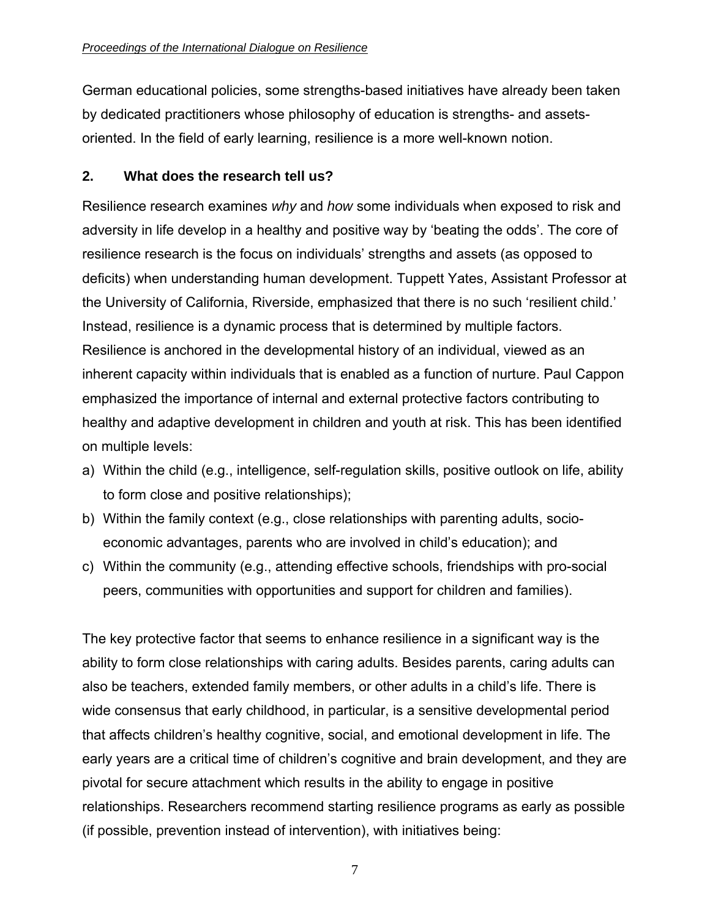German educational policies, some strengths-based initiatives have already been taken by dedicated practitioners whose philosophy of education is strengths- and assets-oriented. In the field of early learning, resilience is a more well-known notion.

## 2. What does the research tell us?

Resilience research examines *why* and *how* some individuals when exposed to risk and adversity in life develop in a healthy and positive way by 'beating the odds'. The core of resilience research is the focus on individuals' strengths and assets (as opposed to deficits) when understanding human development. Tuppett Yates, Assistant Professor at the University of California, Riverside, emphasized that there is no such 'resilient child.' Instead, resilience is a dynamic process that is determined by multiple factors. Resilience is anchored in the developmental history of an individual, viewed as an inherent capacity within individuals that is enabled as a function of nurture. Paul Cappon emphasized the importance of internal and external protective factors contributing to healthy and adaptive development in children and youth at risk. This has been identified on multiple levels:

a) Within the child (e.g., intelligence, self-regulation skills, positive outlook on life, ability to form close and positive relationships);
b) Within the family context (e.g., close relationships with parenting adults, socio-economic advantages, parents who are involved in child's education); and
c) Within the community (e.g., attending effective schools, friendships with pro-social peers, communities with opportunities and support for children and families).

The key protective factor that seems to enhance resilience in a significant way is the ability to form close relationships with caring adults. Besides parents, caring adults can also be teachers, extended family members, or other adults in a child's life. There is wide consensus that early childhood, in particular, is a sensitive developmental period that affects children's healthy cognitive, social, and emotional development in life. The early years are a critical time of children's cognitive and brain development, and they are pivotal for secure attachment which results in the ability to engage in positive relationships. Researchers recommend starting resilience programs as early as possible (if possible, prevention instead of intervention), with initiatives being: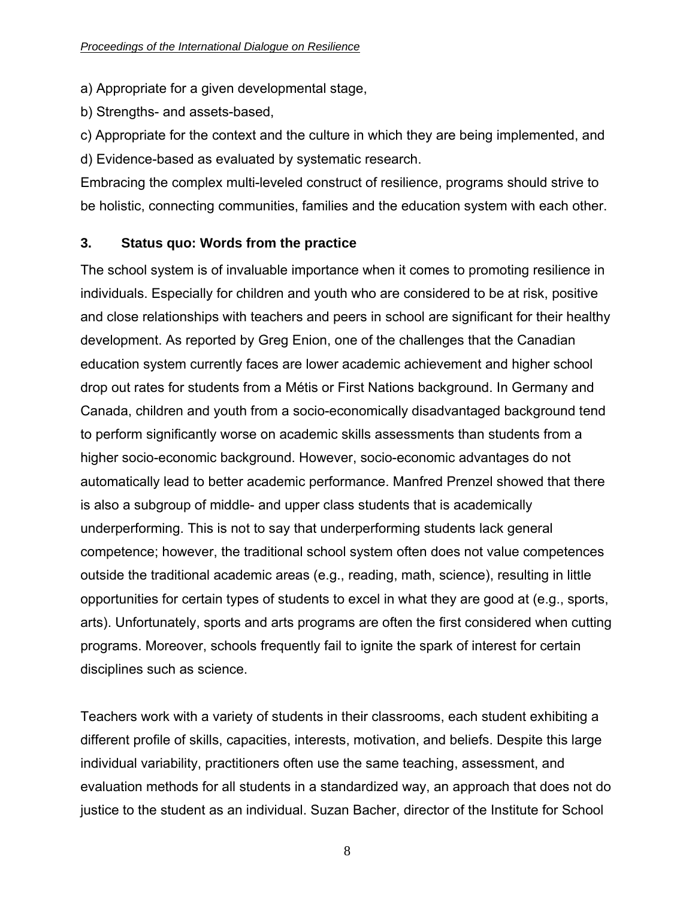a) Appropriate for a given developmental stage,

b) Strengths- and assets-based,

c) Appropriate for the context and the culture in which they are being implemented, and

d) Evidence-based as evaluated by systematic research.

Embracing the complex multi-leveled construct of resilience, programs should strive to be holistic, connecting communities, families and the education system with each other.

## 3. Status quo: Words from the practice

The school system is of invaluable importance when it comes to promoting resilience in individuals. Especially for children and youth who are considered to be at risk, positive and close relationships with teachers and peers in school are significant for their healthy development. As reported by Greg Enion, one of the challenges that the Canadian education system currently faces are lower academic achievement and higher school drop out rates for students from a Métis or First Nations background. In Germany and Canada, children and youth from a socio-economically disadvantaged background tend to perform significantly worse on academic skills assessments than students from a higher socio-economic background. However, socio-economic advantages do not automatically lead to better academic performance. Manfred Prenzel showed that there is also a subgroup of middle- and upper class students that is academically underperforming. This is not to say that underperforming students lack general competence; however, the traditional school system often does not value competences outside the traditional academic areas (e.g., reading, math, science), resulting in little opportunities for certain types of students to excel in what they are good at (e.g., sports, arts). Unfortunately, sports and arts programs are often the first considered when cutting programs. Moreover, schools frequently fail to ignite the spark of interest for certain disciplines such as science.

Teachers work with a variety of students in their classrooms, each student exhibiting a different profile of skills, capacities, interests, motivation, and beliefs. Despite this large individual variability, practitioners often use the same teaching, assessment, and evaluation methods for all students in a standardized way, an approach that does not do justice to the student as an individual. Suzan Bacher, director of the Institute for School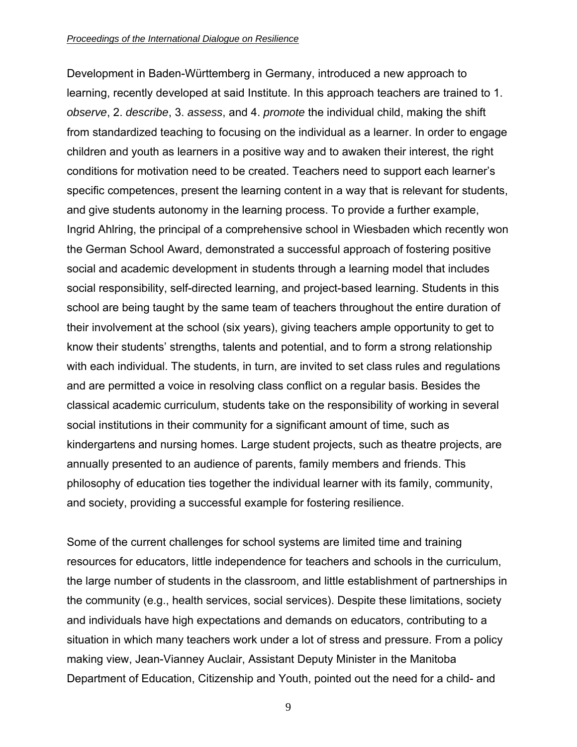Development in Baden-Württemberg in Germany, introduced a new approach to learning, recently developed at said Institute. In this approach teachers are trained to 1. *observe*, 2. *describe*, 3. *assess*, and 4. *promote* the individual child, making the shift from standardized teaching to focusing on the individual as a learner. In order to engage children and youth as learners in a positive way and to awaken their interest, the right conditions for motivation need to be created. Teachers need to support each learner's specific competences, present the learning content in a way that is relevant for students, and give students autonomy in the learning process. To provide a further example, Ingrid Ahlring, the principal of a comprehensive school in Wiesbaden which recently won the German School Award, demonstrated a successful approach of fostering positive social and academic development in students through a learning model that includes social responsibility, self-directed learning, and project-based learning. Students in this school are being taught by the same team of teachers throughout the entire duration of their involvement at the school (six years), giving teachers ample opportunity to get to know their students' strengths, talents and potential, and to form a strong relationship with each individual. The students, in turn, are invited to set class rules and regulations and are permitted a voice in resolving class conflict on a regular basis. Besides the classical academic curriculum, students take on the responsibility of working in several social institutions in their community for a significant amount of time, such as kindergartens and nursing homes. Large student projects, such as theatre projects, are annually presented to an audience of parents, family members and friends. This philosophy of education ties together the individual learner with its family, community, and society, providing a successful example for fostering resilience.

Some of the current challenges for school systems are limited time and training resources for educators, little independence for teachers and schools in the curriculum, the large number of students in the classroom, and little establishment of partnerships in the community (e.g., health services, social services). Despite these limitations, society and individuals have high expectations and demands on educators, contributing to a situation in which many teachers work under a lot of stress and pressure. From a policy making view, Jean-Vianney Auclair, Assistant Deputy Minister in the Manitoba Department of Education, Citizenship and Youth, pointed out the need for a child- and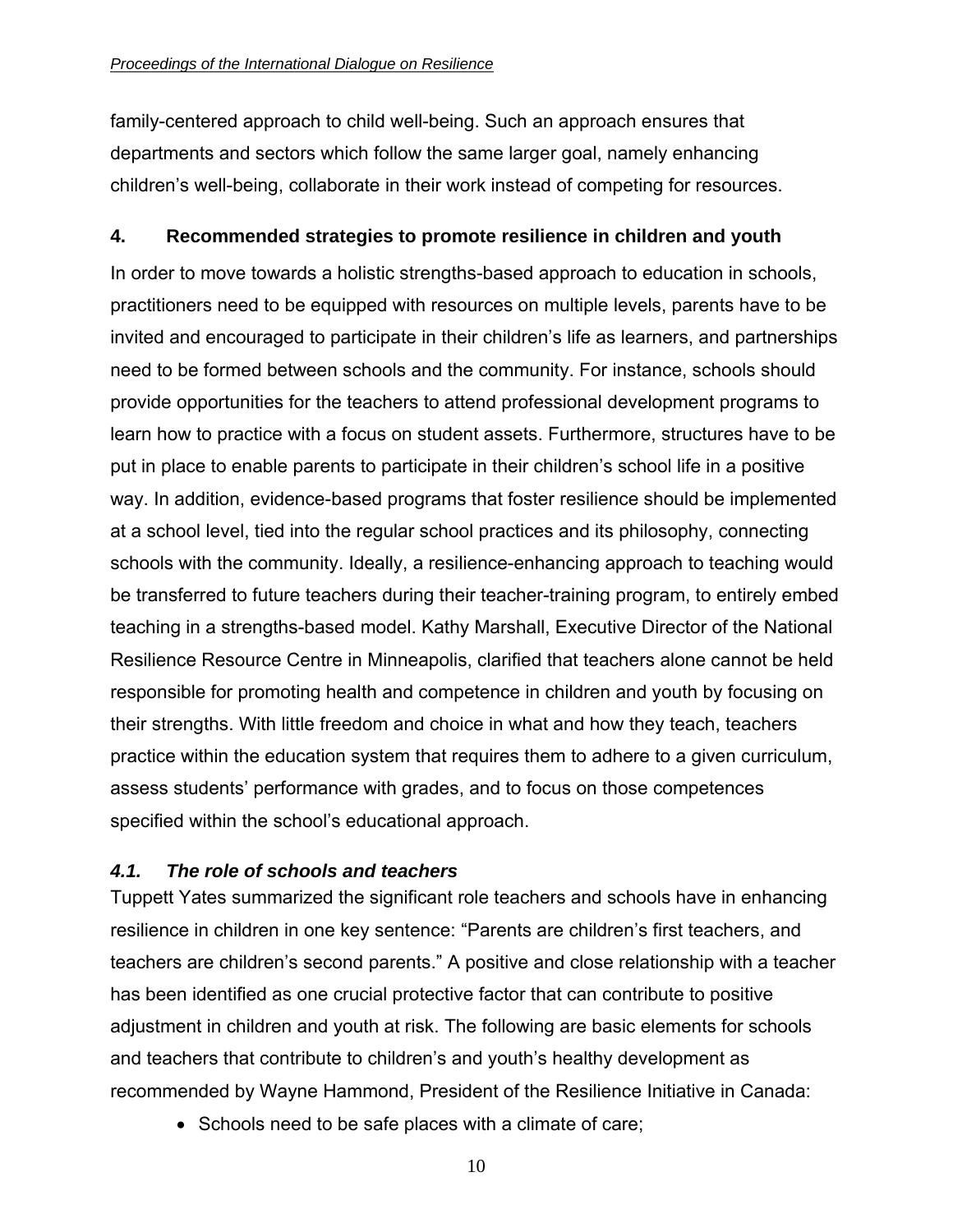family-centered approach to child well-being. Such an approach ensures that departments and sectors which follow the same larger goal, namely enhancing children's well-being, collaborate in their work instead of competing for resources.

## 4. Recommended strategies to promote resilience in children and youth

In order to move towards a holistic strengths-based approach to education in schools, practitioners need to be equipped with resources on multiple levels, parents have to be invited and encouraged to participate in their children's life as learners, and partnerships need to be formed between schools and the community. For instance, schools should provide opportunities for the teachers to attend professional development programs to learn how to practice with a focus on student assets. Furthermore, structures have to be put in place to enable parents to participate in their children's school life in a positive way. In addition, evidence-based programs that foster resilience should be implemented at a school level, tied into the regular school practices and its philosophy, connecting schools with the community. Ideally, a resilience-enhancing approach to teaching would be transferred to future teachers during their teacher-training program, to entirely embed teaching in a strengths-based model. Kathy Marshall, Executive Director of the National Resilience Resource Centre in Minneapolis, clarified that teachers alone cannot be held responsible for promoting health and competence in children and youth by focusing on their strengths. With little freedom and choice in what and how they teach, teachers practice within the education system that requires them to adhere to a given curriculum, assess students' performance with grades, and to focus on those competences specified within the school's educational approach.

### *4.1. The role of schools and teachers*

Tuppett Yates summarized the significant role teachers and schools have in enhancing resilience in children in one key sentence: "Parents are children's first teachers, and teachers are children's second parents." A positive and close relationship with a teacher has been identified as one crucial protective factor that can contribute to positive adjustment in children and youth at risk. The following are basic elements for schools and teachers that contribute to children's and youth's healthy development as recommended by Wayne Hammond, President of the Resilience Initiative in Canada:

- Schools need to be safe places with a climate of care;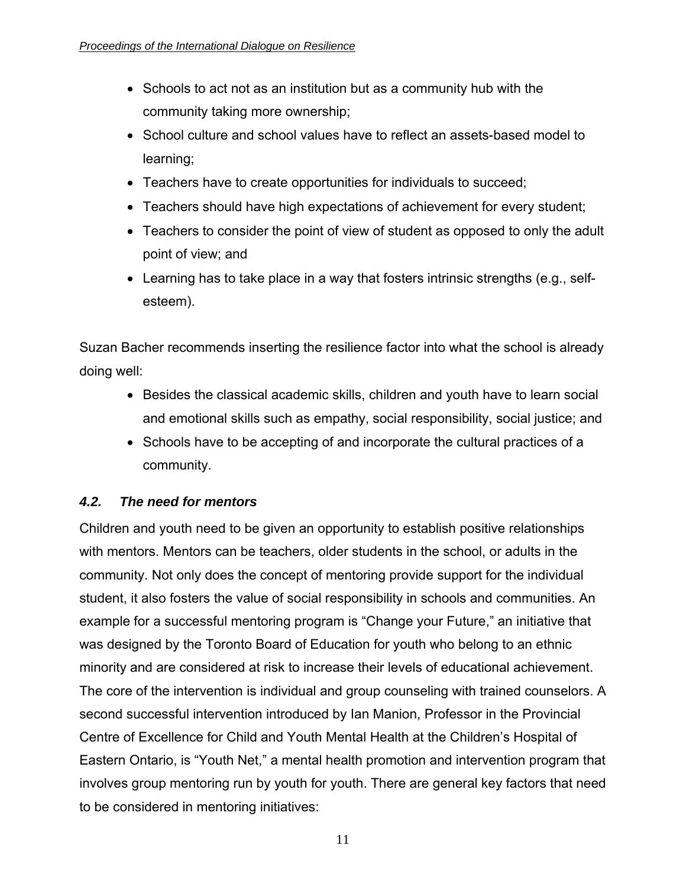- Schools to act not as an institution but as a community hub with the community taking more ownership;
- School culture and school values have to reflect an assets-based model to learning;
- Teachers have to create opportunities for individuals to succeed;
- Teachers should have high expectations of achievement for every student;
- Teachers to consider the point of view of student as opposed to only the adult point of view; and
- Learning has to take place in a way that fosters intrinsic strengths (e.g., self-esteem).

Suzan Bacher recommends inserting the resilience factor into what the school is already doing well:

- Besides the classical academic skills, children and youth have to learn social and emotional skills such as empathy, social responsibility, social justice; and
- Schools have to be accepting of and incorporate the cultural practices of a community.

### *4.2. The need for mentors*

Children and youth need to be given an opportunity to establish positive relationships with mentors. Mentors can be teachers, older students in the school, or adults in the community. Not only does the concept of mentoring provide support for the individual student, it also fosters the value of social responsibility in schools and communities. An example for a successful mentoring program is "Change your Future," an initiative that was designed by the Toronto Board of Education for youth who belong to an ethnic minority and are considered at risk to increase their levels of educational achievement. The core of the intervention is individual and group counseling with trained counselors. A second successful intervention introduced by Ian Manion, Professor in the Provincial Centre of Excellence for Child and Youth Mental Health at the Children's Hospital of Eastern Ontario, is "Youth Net," a mental health promotion and intervention program that involves group mentoring run by youth for youth. There are general key factors that need to be considered in mentoring initiatives: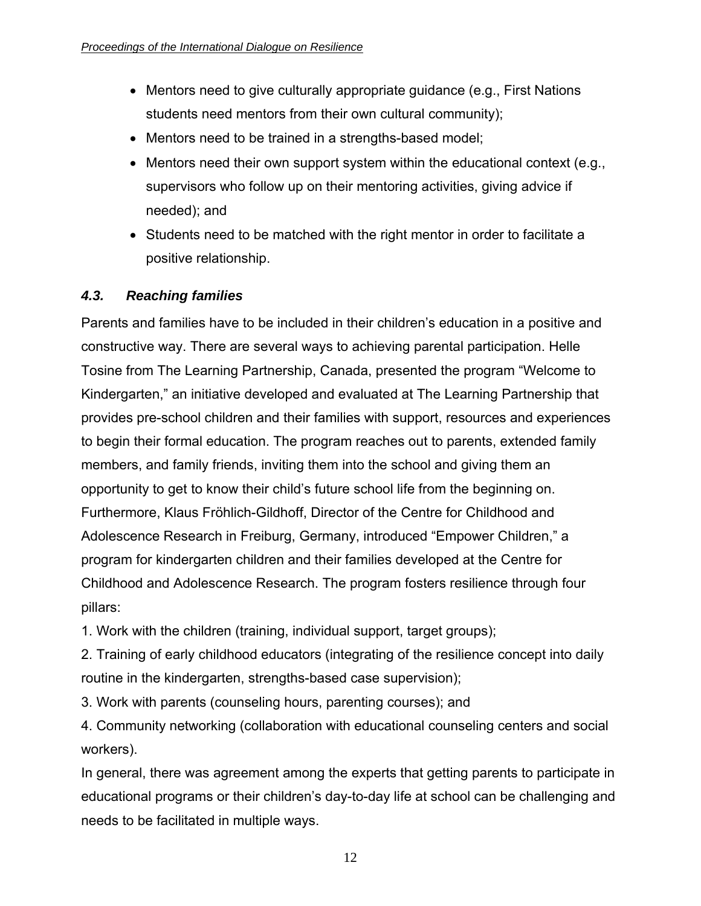- Mentors need to give culturally appropriate guidance (e.g., First Nations students need mentors from their own cultural community);
- Mentors need to be trained in a strengths-based model;
- Mentors need their own support system within the educational context (e.g., supervisors who follow up on their mentoring activities, giving advice if needed); and
- Students need to be matched with the right mentor in order to facilitate a positive relationship.

### *4.3. Reaching families*

Parents and families have to be included in their children's education in a positive and constructive way. There are several ways to achieving parental participation. Helle Tosine from The Learning Partnership, Canada, presented the program "Welcome to Kindergarten," an initiative developed and evaluated at The Learning Partnership that provides pre-school children and their families with support, resources and experiences to begin their formal education. The program reaches out to parents, extended family members, and family friends, inviting them into the school and giving them an opportunity to get to know their child's future school life from the beginning on. Furthermore, Klaus Fröhlich-Gildhoff, Director of the Centre for Childhood and Adolescence Research in Freiburg, Germany, introduced "Empower Children," a program for kindergarten children and their families developed at the Centre for Childhood and Adolescence Research. The program fosters resilience through four pillars:

1. Work with the children (training, individual support, target groups);
2. Training of early childhood educators (integrating of the resilience concept into daily routine in the kindergarten, strengths-based case supervision);
3. Work with parents (counseling hours, parenting courses); and
4. Community networking (collaboration with educational counseling centers and social workers).

In general, there was agreement among the experts that getting parents to participate in educational programs or their children's day-to-day life at school can be challenging and needs to be facilitated in multiple ways.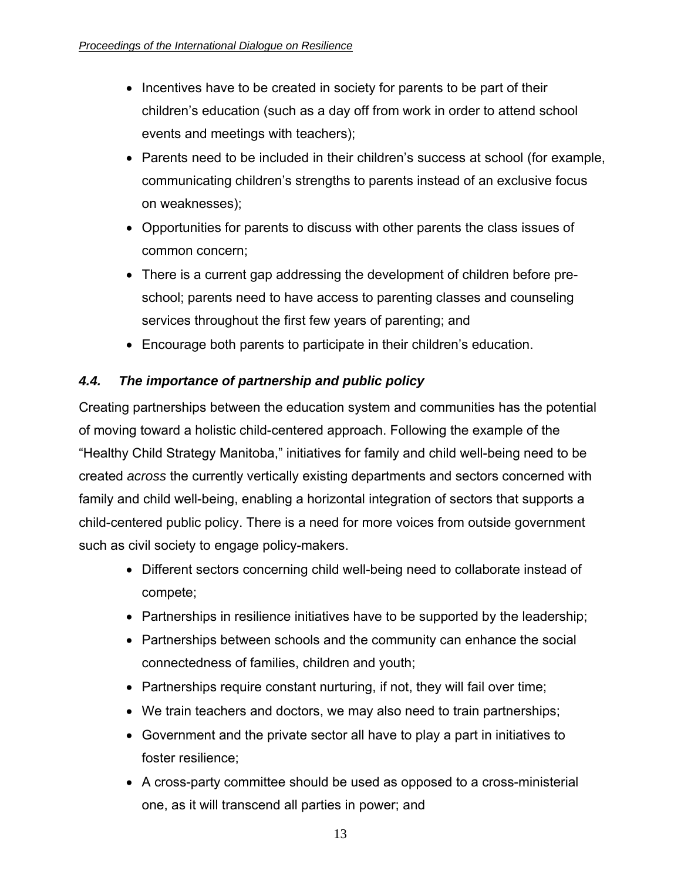- Incentives have to be created in society for parents to be part of their children's education (such as a day off from work in order to attend school events and meetings with teachers);
- Parents need to be included in their children's success at school (for example, communicating children's strengths to parents instead of an exclusive focus on weaknesses);
- Opportunities for parents to discuss with other parents the class issues of common concern;
- There is a current gap addressing the development of children before pre-school; parents need to have access to parenting classes and counseling services throughout the first few years of parenting; and
- Encourage both parents to participate in their children's education.

### *4.4. The importance of partnership and public policy*

Creating partnerships between the education system and communities has the potential of moving toward a holistic child-centered approach. Following the example of the "Healthy Child Strategy Manitoba," initiatives for family and child well-being need to be created *across* the currently vertically existing departments and sectors concerned with family and child well-being, enabling a horizontal integration of sectors that supports a child-centered public policy. There is a need for more voices from outside government such as civil society to engage policy-makers.

- Different sectors concerning child well-being need to collaborate instead of compete;
- Partnerships in resilience initiatives have to be supported by the leadership;
- Partnerships between schools and the community can enhance the social connectedness of families, children and youth;
- Partnerships require constant nurturing, if not, they will fail over time;
- We train teachers and doctors, we may also need to train partnerships;
- Government and the private sector all have to play a part in initiatives to foster resilience;
- A cross-party committee should be used as opposed to a cross-ministerial one, as it will transcend all parties in power; and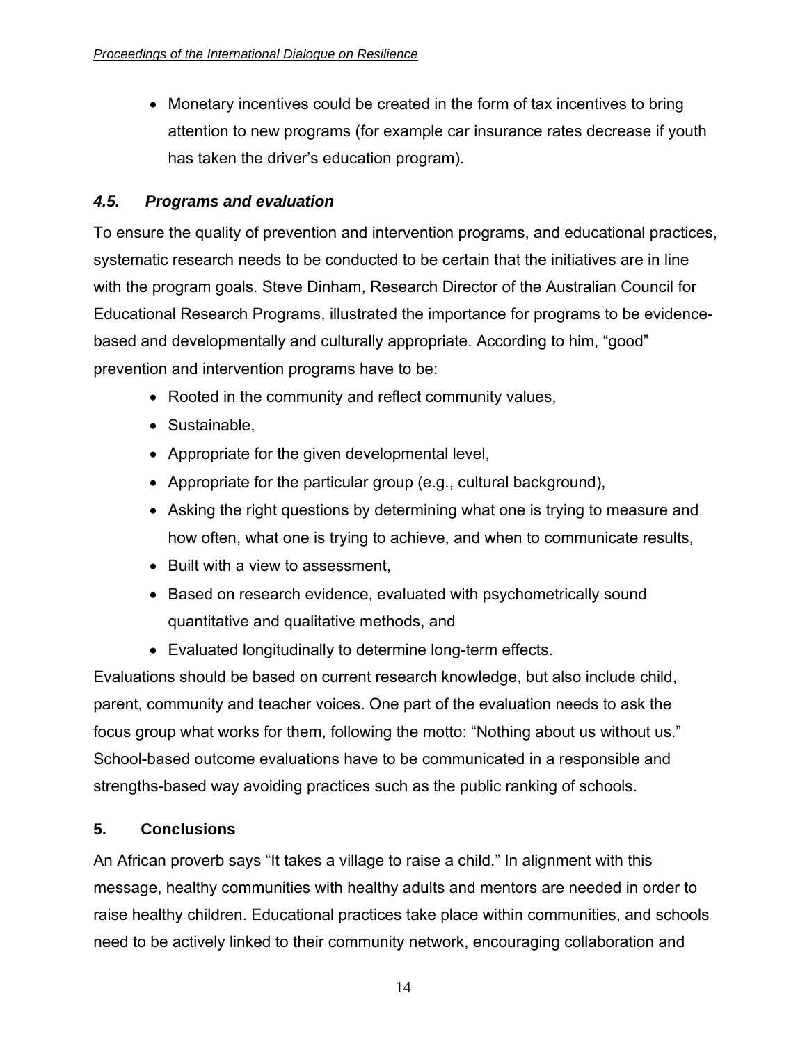- Monetary incentives could be created in the form of tax incentives to bring attention to new programs (for example car insurance rates decrease if youth has taken the driver's education program).

### *4.5. Programs and evaluation*

To ensure the quality of prevention and intervention programs, and educational practices, systematic research needs to be conducted to be certain that the initiatives are in line with the program goals. Steve Dinham, Research Director of the Australian Council for Educational Research Programs, illustrated the importance for programs to be evidence-based and developmentally and culturally appropriate. According to him, "good" prevention and intervention programs have to be:

- Rooted in the community and reflect community values,
- Sustainable,
- Appropriate for the given developmental level,
- Appropriate for the particular group (e.g., cultural background),
- Asking the right questions by determining what one is trying to measure and how often, what one is trying to achieve, and when to communicate results,
- Built with a view to assessment,
- Based on research evidence, evaluated with psychometrically sound quantitative and qualitative methods, and
- Evaluated longitudinally to determine long-term effects.

Evaluations should be based on current research knowledge, but also include child, parent, community and teacher voices. One part of the evaluation needs to ask the focus group what works for them, following the motto: "Nothing about us without us." School-based outcome evaluations have to be communicated in a responsible and strengths-based way avoiding practices such as the public ranking of schools.

## 5. Conclusions

An African proverb says "It takes a village to raise a child." In alignment with this message, healthy communities with healthy adults and mentors are needed in order to raise healthy children. Educational practices take place within communities, and schools need to be actively linked to their community network, encouraging collaboration and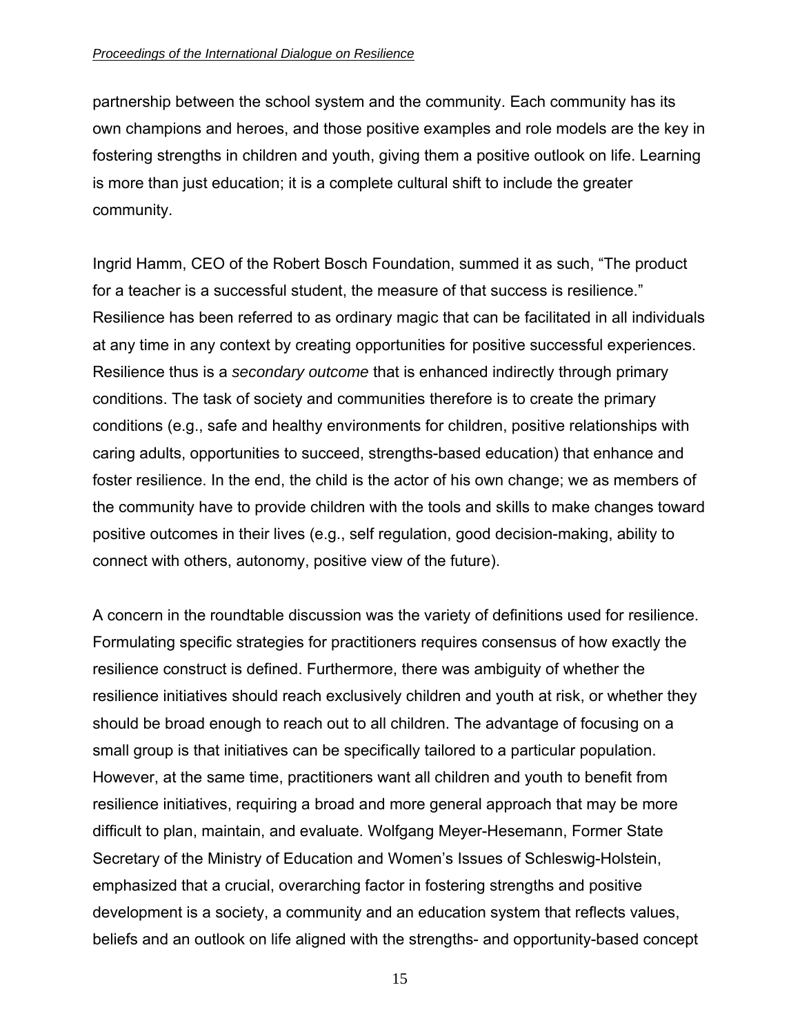partnership between the school system and the community. Each community has its own champions and heroes, and those positive examples and role models are the key in fostering strengths in children and youth, giving them a positive outlook on life. Learning is more than just education; it is a complete cultural shift to include the greater community.

Ingrid Hamm, CEO of the Robert Bosch Foundation, summed it as such, "The product for a teacher is a successful student, the measure of that success is resilience." Resilience has been referred to as ordinary magic that can be facilitated in all individuals at any time in any context by creating opportunities for positive successful experiences. Resilience thus is a *secondary outcome* that is enhanced indirectly through primary conditions. The task of society and communities therefore is to create the primary conditions (e.g., safe and healthy environments for children, positive relationships with caring adults, opportunities to succeed, strengths-based education) that enhance and foster resilience. In the end, the child is the actor of his own change; we as members of the community have to provide children with the tools and skills to make changes toward positive outcomes in their lives (e.g., self regulation, good decision-making, ability to connect with others, autonomy, positive view of the future).

A concern in the roundtable discussion was the variety of definitions used for resilience. Formulating specific strategies for practitioners requires consensus of how exactly the resilience construct is defined. Furthermore, there was ambiguity of whether the resilience initiatives should reach exclusively children and youth at risk, or whether they should be broad enough to reach out to all children. The advantage of focusing on a small group is that initiatives can be specifically tailored to a particular population. However, at the same time, practitioners want all children and youth to benefit from resilience initiatives, requiring a broad and more general approach that may be more difficult to plan, maintain, and evaluate. Wolfgang Meyer-Hesemann, Former State Secretary of the Ministry of Education and Women's Issues of Schleswig-Holstein, emphasized that a crucial, overarching factor in fostering strengths and positive development is a society, a community and an education system that reflects values, beliefs and an outlook on life aligned with the strengths- and opportunity-based concept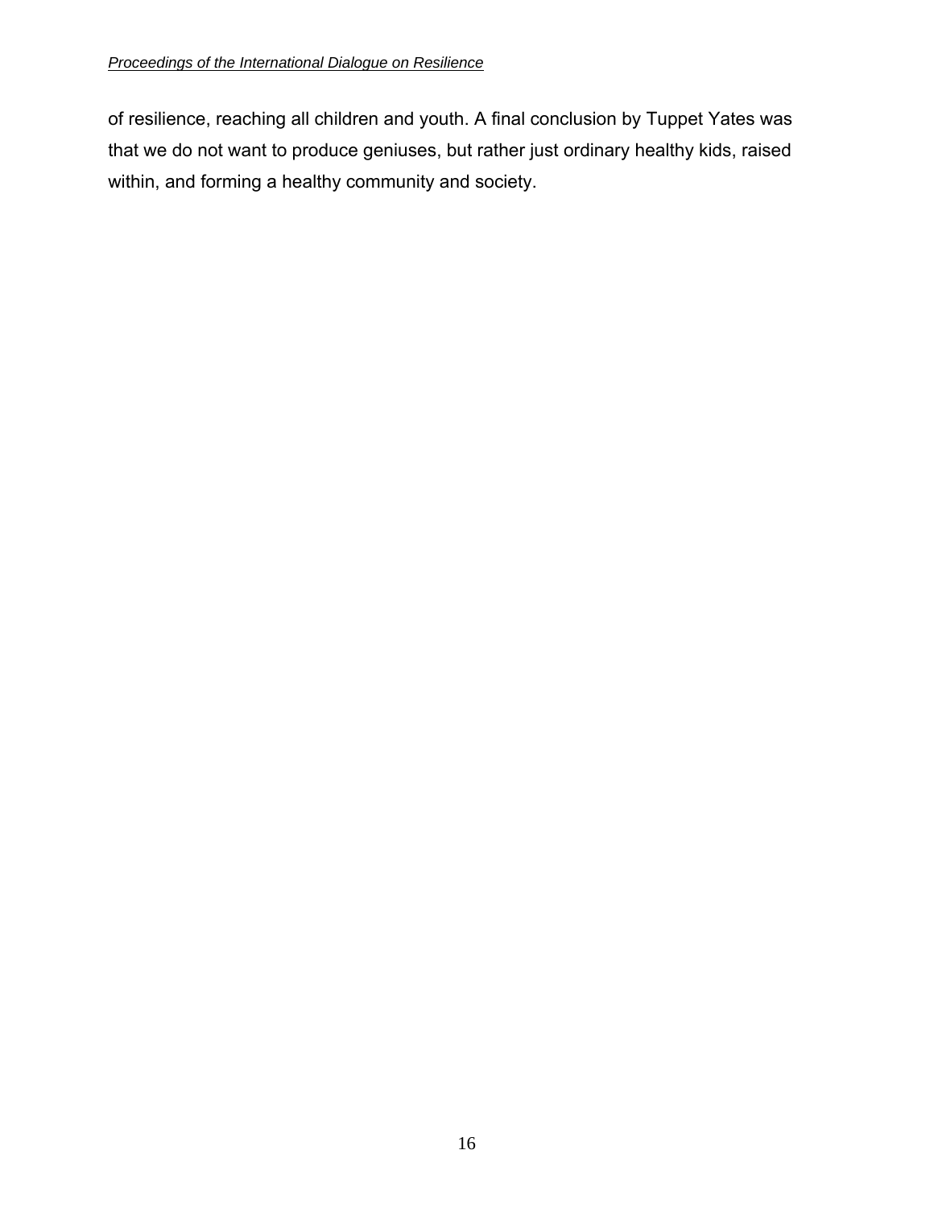of resilience, reaching all children and youth. A final conclusion by Tuppet Yates was that we do not want to produce geniuses, but rather just ordinary healthy kids, raised within, and forming a healthy community and society.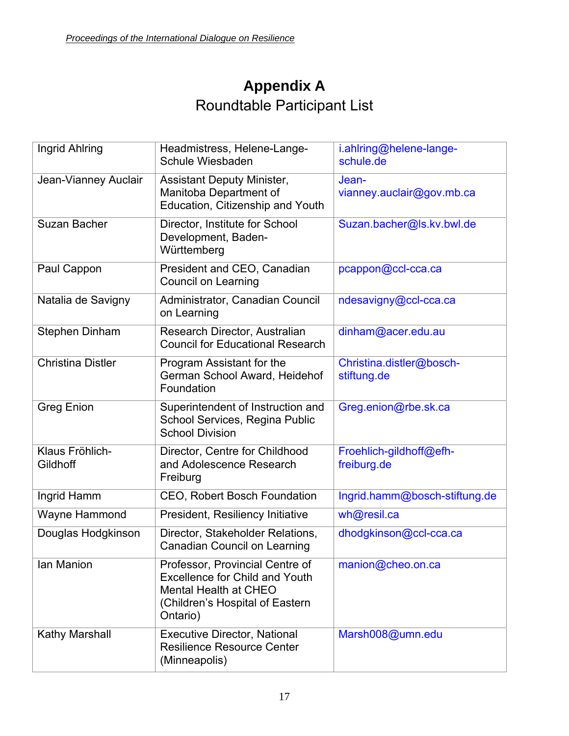# Appendix A
## Roundtable Participant List

| | | |
|---|---|---|
| Ingrid Ahlring | Headmistress, Helene-Lange-Schule Wiesbaden | i.ahlring@helene-lange-schule.de |
| Jean-Vianney Auclair | Assistant Deputy Minister, Manitoba Department of Education, Citizenship and Youth | Jean-vianney.auclair@gov.mb.ca |
| Suzan Bacher | Director, Institute for School Development, Baden-Württemberg | Suzan.bacher@ls.kv.bwl.de |
| Paul Cappon | President and CEO, Canadian Council on Learning | pcappon@ccl-cca.ca |
| Natalia de Savigny | Administrator, Canadian Council on Learning | ndesavigny@ccl-cca.ca |
| Stephen Dinham | Research Director, Australian Council for Educational Research | dinham@acer.edu.au |
| Christina Distler | Program Assistant for the German School Award, Heidehof Foundation | Christina.distler@bosch-stiftung.de |
| Greg Enion | Superintendent of Instruction and School Services, Regina Public School Division | Greg.enion@rbe.sk.ca |
| Klaus Fröhlich-Gildhoff | Director, Centre for Childhood and Adolescence Research Freiburg | Froehlich-gildhoff@efh-freiburg.de |
| Ingrid Hamm | CEO, Robert Bosch Foundation | Ingrid.hamm@bosch-stiftung.de |
| Wayne Hammond | President, Resiliency Initiative | wh@resil.ca |
| Douglas Hodgkinson | Director, Stakeholder Relations, Canadian Council on Learning | dhodgkinson@ccl-cca.ca |
| Ian Manion | Professor, Provincial Centre of Excellence for Child and Youth Mental Health at CHEO (Children's Hospital of Eastern Ontario) | manion@cheo.on.ca |
| Kathy Marshall | Executive Director, National Resilience Resource Center (Minneapolis) | Marsh008@umn.edu |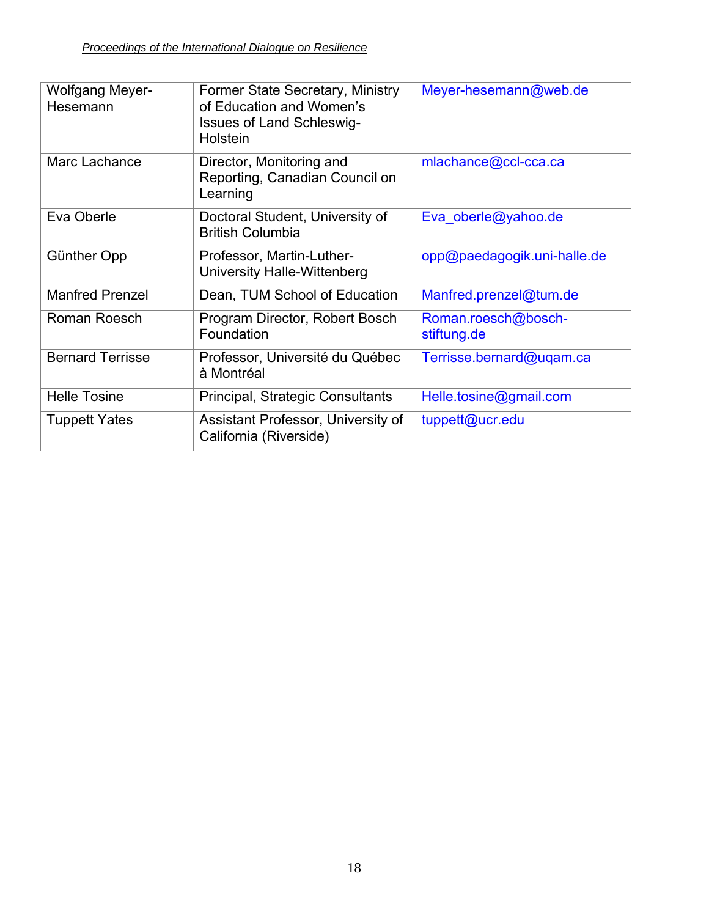| | | |
|---|---|---|
| Wolfgang Meyer-Hesemann | Former State Secretary, Ministry of Education and Women's Issues of Land Schleswig-Holstein | Meyer-hesemann@web.de |
| Marc Lachance | Director, Monitoring and Reporting, Canadian Council on Learning | mlachance@ccl-cca.ca |
| Eva Oberle | Doctoral Student, University of British Columbia | Eva_oberle@yahoo.de |
| Günther Opp | Professor, Martin-Luther-University Halle-Wittenberg | opp@paedagogik.uni-halle.de |
| Manfred Prenzel | Dean, TUM School of Education | Manfred.prenzel@tum.de |
| Roman Roesch | Program Director, Robert Bosch Foundation | Roman.roesch@bosch-stiftung.de |
| Bernard Terrisse | Professor, Université du Québec à Montréal | Terrisse.bernard@uqam.ca |
| Helle Tosine | Principal, Strategic Consultants | Helle.tosine@gmail.com |
| Tuppett Yates | Assistant Professor, University of California (Riverside) | tuppett@ucr.edu |